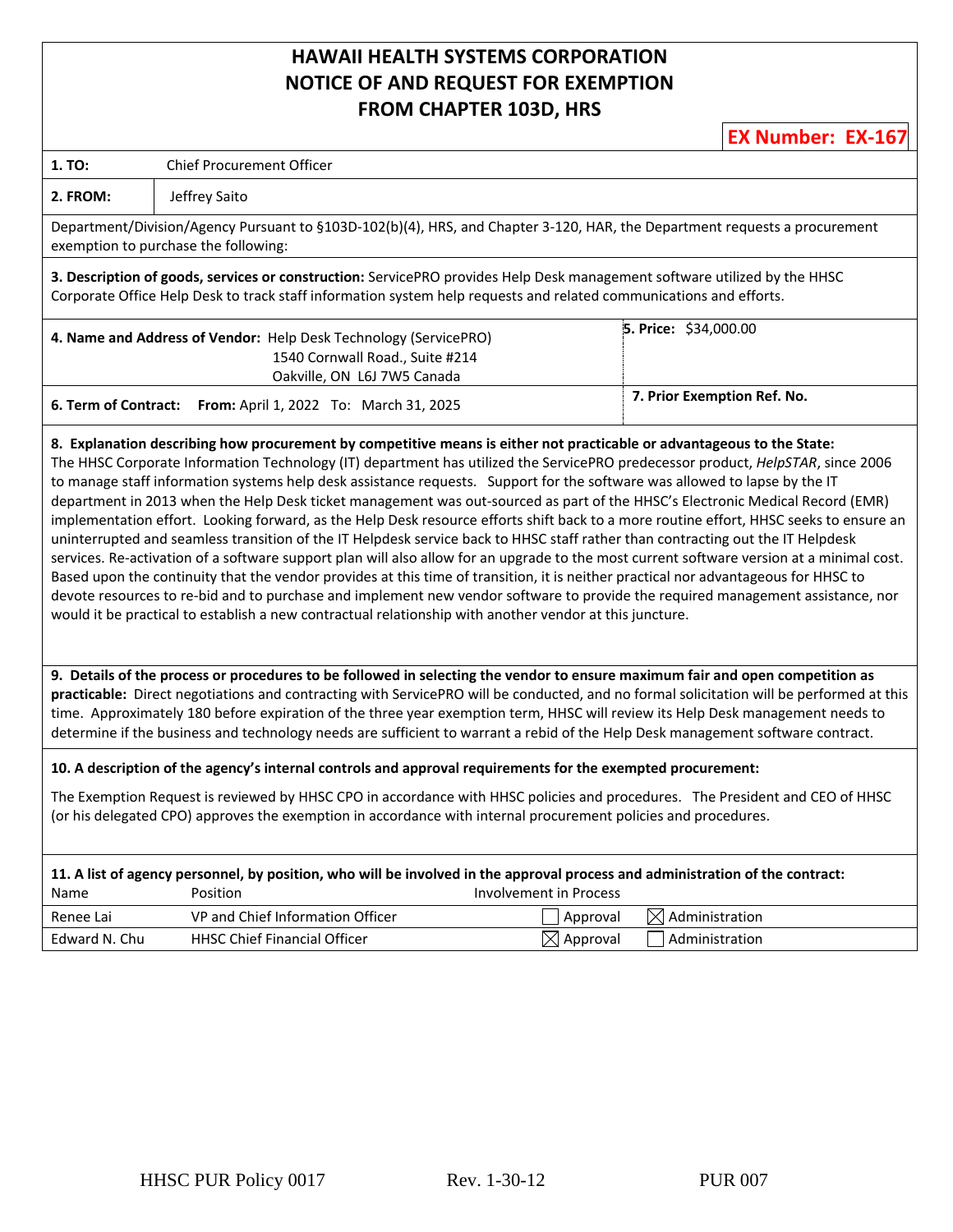# HAWAII HEALTH SYSTEMS CORPORATION
# NOTICE OF AND REQUEST FOR EXEMPTION
# FROM CHAPTER 103D, HRS

**EX Number: EX-167**

**1. TO:** Chief Procurement Officer

**2. FROM:** Jeffrey Saito

Department/Division/Agency Pursuant to §103D-102(b)(4), HRS, and Chapter 3-120, HAR, the Department requests a procurement exemption to purchase the following:

**3. Description of goods, services or construction:** ServicePRO provides Help Desk management software utilized by the HHSC Corporate Office Help Desk to track staff information system help requests and related communications and efforts.

**4. Name and Address of Vendor:** Help Desk Technology (ServicePRO)
1540 Cornwall Road., Suite #214
Oakville, ON L6J 7W5 Canada

**5. Price:** $34,000.00

**6. Term of Contract:** **From:** April 1, 2022 To: March 31, 2025

**7. Prior Exemption Ref. No.**

**8. Explanation describing how procurement by competitive means is either not practicable or advantageous to the State:**
The HHSC Corporate Information Technology (IT) department has utilized the ServicePRO predecessor product, *HelpSTAR*, since 2006 to manage staff information systems help desk assistance requests. Support for the software was allowed to lapse by the IT department in 2013 when the Help Desk ticket management was out-sourced as part of the HHSC's Electronic Medical Record (EMR) implementation effort. Looking forward, as the Help Desk resource efforts shift back to a more routine effort, HHSC seeks to ensure an uninterrupted and seamless transition of the IT Helpdesk service back to HHSC staff rather than contracting out the IT Helpdesk services. Re-activation of a software support plan will also allow for an upgrade to the most current software version at a minimal cost. Based upon the continuity that the vendor provides at this time of transition, it is neither practical nor advantageous for HHSC to devote resources to re-bid and to purchase and implement new vendor software to provide the required management assistance, nor would it be practical to establish a new contractual relationship with another vendor at this juncture.

**9. Details of the process or procedures to be followed in selecting the vendor to ensure maximum fair and open competition as practicable:** Direct negotiations and contracting with ServicePRO will be conducted, and no formal solicitation will be performed at this time. Approximately 180 before expiration of the three year exemption term, HHSC will review its Help Desk management needs to determine if the business and technology needs are sufficient to warrant a rebid of the Help Desk management software contract.

**10. A description of the agency's internal controls and approval requirements for the exempted procurement:**

The Exemption Request is reviewed by HHSC CPO in accordance with HHSC policies and procedures. The President and CEO of HHSC (or his delegated CPO) approves the exemption in accordance with internal procurement policies and procedures.

**11. A list of agency personnel, by position, who will be involved in the approval process and administration of the contract:**

| Name | Position | Involvement in Process | |
|---|---|---|---|
| Renee Lai | VP and Chief Information Officer | ☐ Approval | ☒ Administration |
| Edward N. Chu | HHSC Chief Financial Officer | ☒ Approval | ☐ Administration |

HHSC PUR Policy 0017 Rev. 1-30-12 PUR 007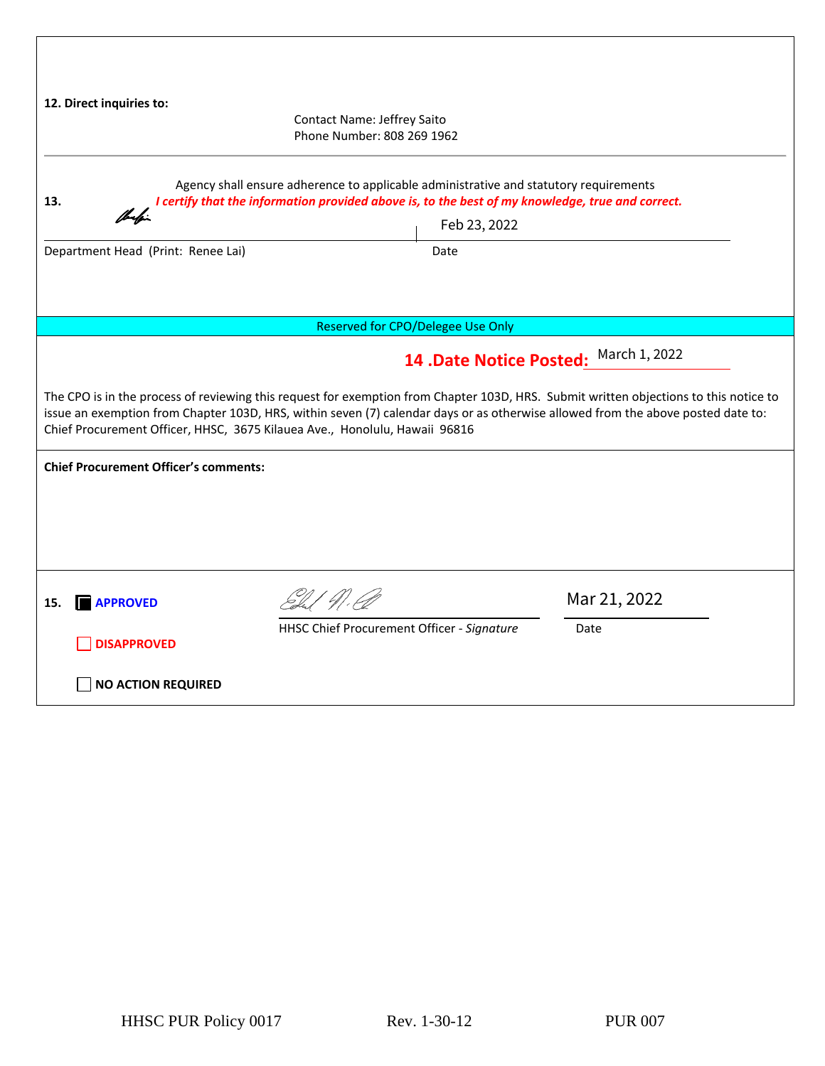**12. Direct inquiries to:**

Contact Name: Jeffrey Saito
Phone Number: 808 269 1962

---

**13.** Agency shall ensure adherence to applicable administrative and statutory requirements

***I certify that the information provided above is, to the best of my knowledge, true and correct.***

Department Head (Print: Renee Lai) — Date: Feb 23, 2022

Reserved for CPO/Delegee Use Only

**14 .Date Notice Posted:** March 1, 2022

The CPO is in the process of reviewing this request for exemption from Chapter 103D, HRS. Submit written objections to this notice to issue an exemption from Chapter 103D, HRS, within seven (7) calendar days or as otherwise allowed from the above posted date to: Chief Procurement Officer, HHSC, 3675 Kilauea Ave., Honolulu, Hawaii 96816

**Chief Procurement Officer's comments:**

**15.** ☒ **APPROVED**

☐ **DISAPPROVED**

☐ **NO ACTION REQUIRED**

HHSC Chief Procurement Officer - *Signature* — Date: Mar 21, 2022

HHSC PUR Policy 0017 Rev. 1-30-12 PUR 007